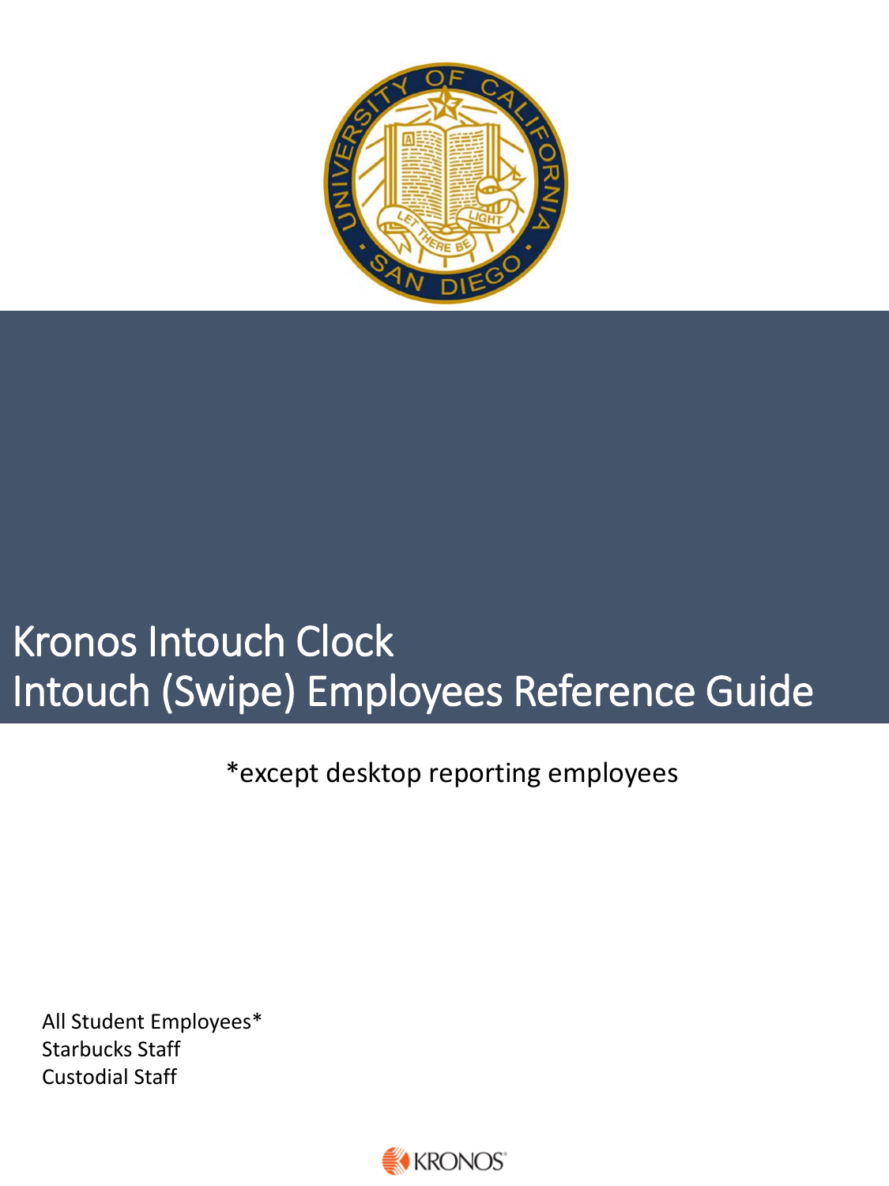# Kronos Intouch Clock
# Intouch (Swipe) Employees Reference Guide

*except desktop reporting employees

All Student Employees*
Starbucks Staff
Custodial Staff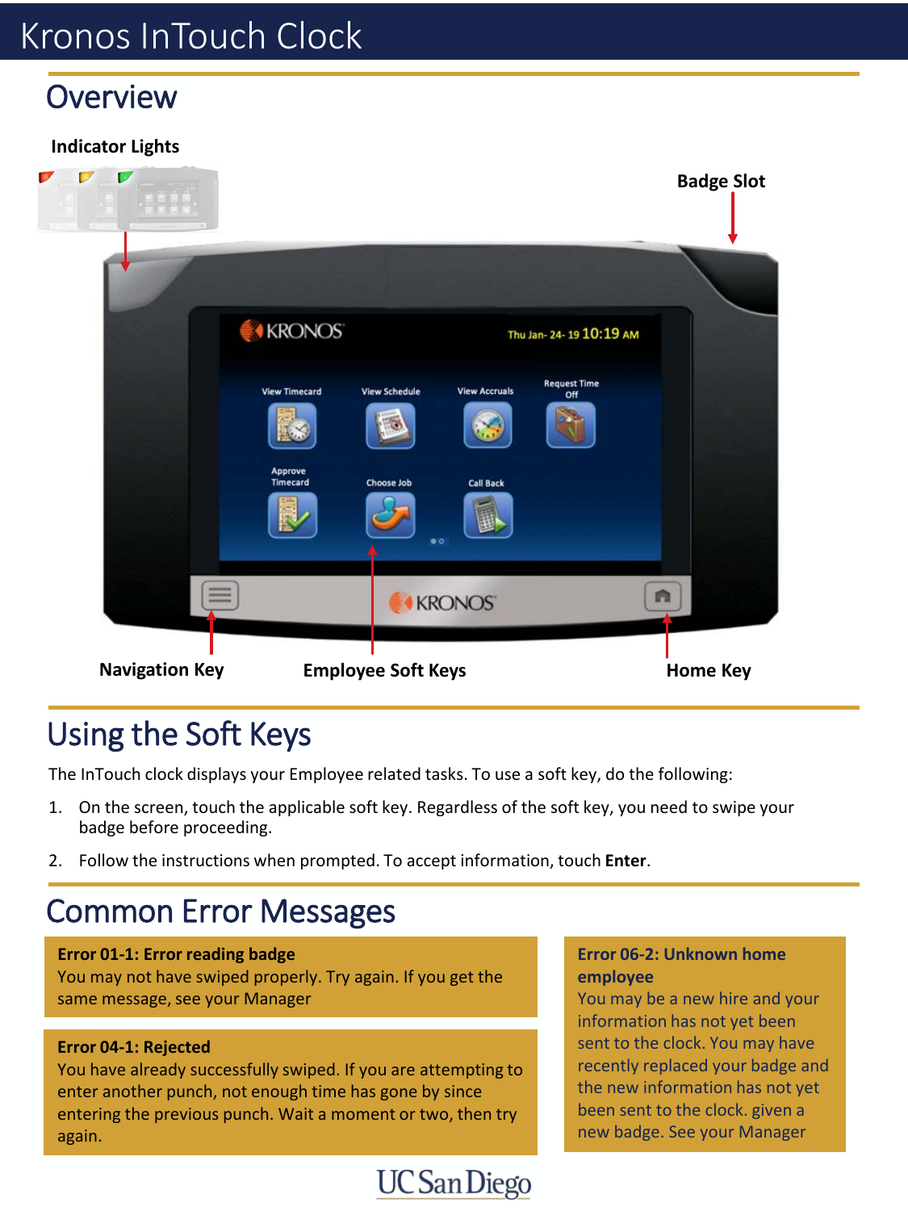# Kronos InTouch Clock

## Overview

**Indicator Lights**

**Badge Slot**

**Navigation Key**

**Employee Soft Keys**

**Home Key**

## Using the Soft Keys

The InTouch clock displays your Employee related tasks. To use a soft key, do the following:

1. On the screen, touch the applicable soft key. Regardless of the soft key, you need to swipe your badge before proceeding.
2. Follow the instructions when prompted. To accept information, touch **Enter**.

## Common Error Messages

**Error 01-1: Error reading badge**
You may not have swiped properly. Try again. If you get the same message, see your Manager

**Error 04-1: Rejected**
You have already successfully swiped. If you are attempting to enter another punch, not enough time has gone by since entering the previous punch. Wait a moment or two, then try again.

**Error 06-2: Unknown home employee**
You may be a new hire and your information has not yet been sent to the clock. You may have recently replaced your badge and the new information has not yet been sent to the clock. given a new badge. See your Manager

UC San Diego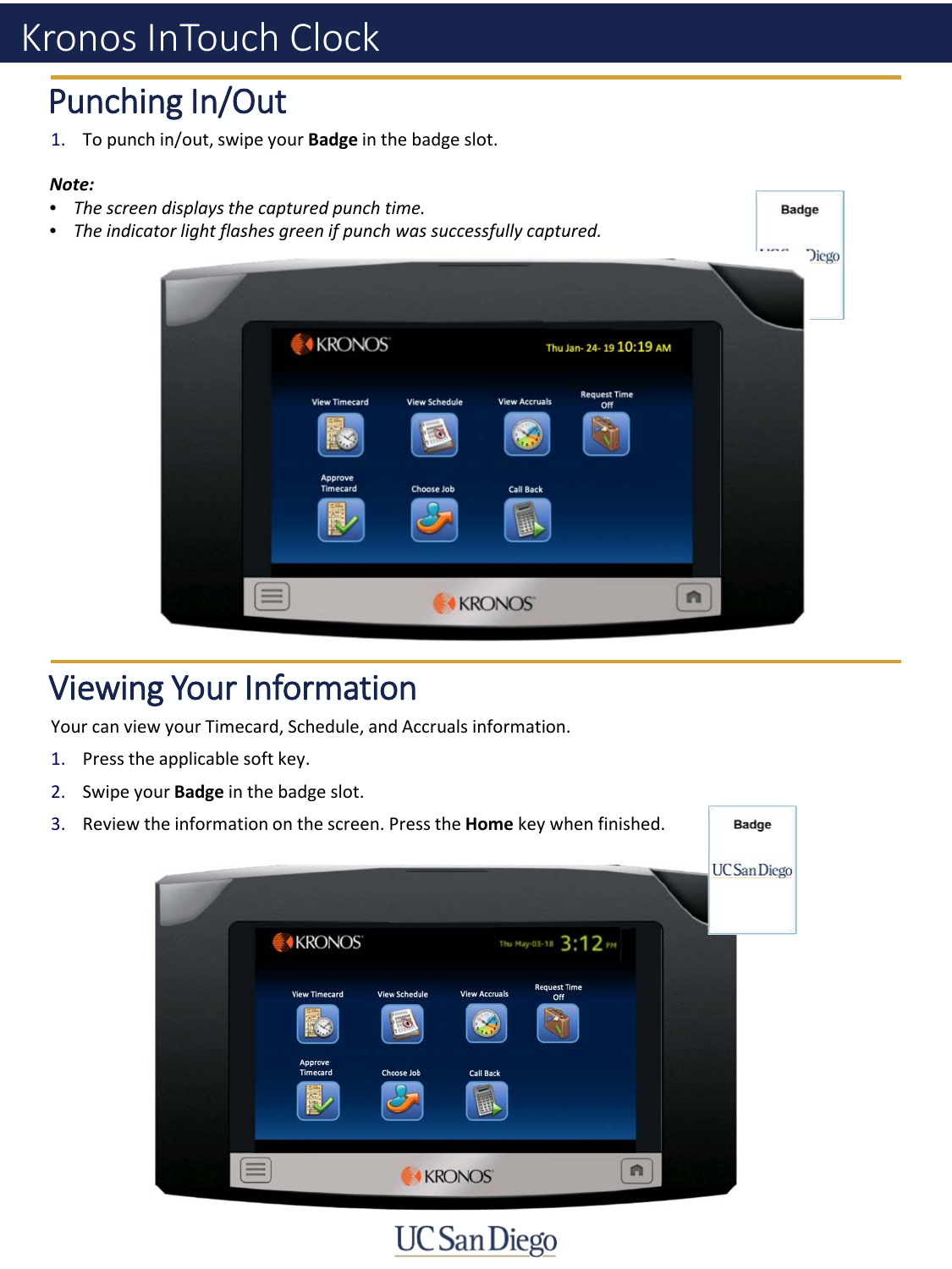# Kronos InTouch Clock

## Punching In/Out

1. To punch in/out, swipe your **Badge** in the badge slot.

***Note:***

- *The screen displays the captured punch time.*
- *The indicator light flashes green if punch was successfully captured.*

## Viewing Your Information

Your can view your Timecard, Schedule, and Accruals information.

1. Press the applicable soft key.
2. Swipe your **Badge** in the badge slot.
3. Review the information on the screen. Press the **Home** key when finished.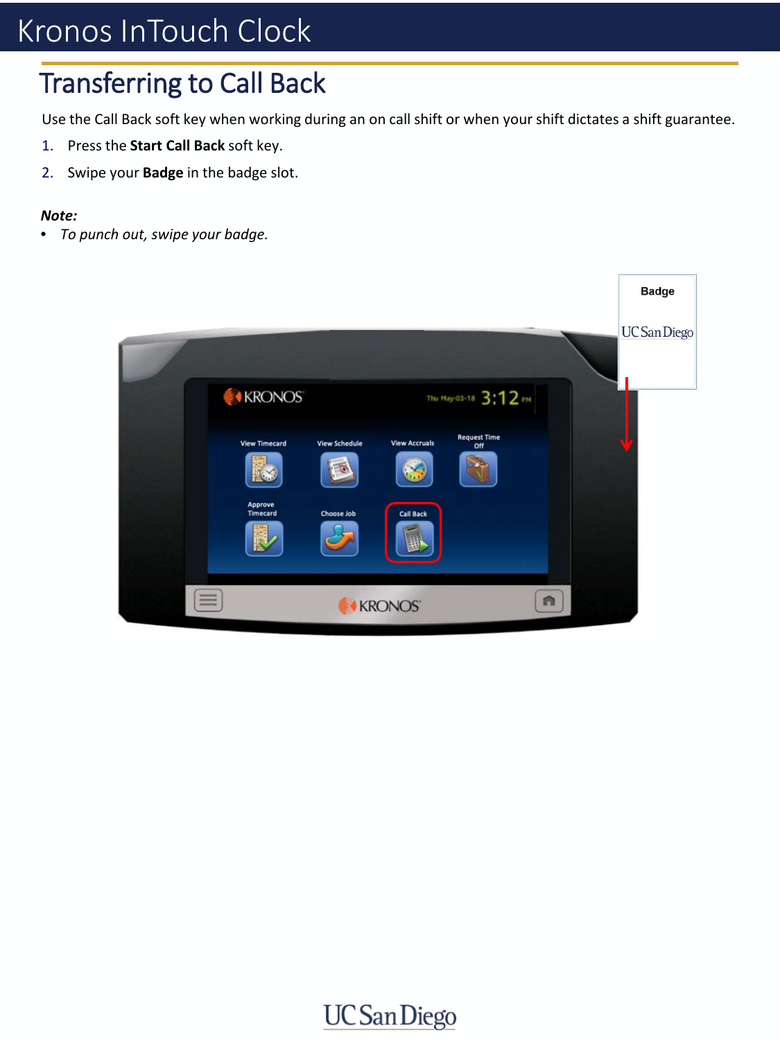# Transferring to Call Back

Use the Call Back soft key when working during an on call shift or when your shift dictates a shift guarantee.

1. Press the **Start Call Back** soft key.
2. Swipe your **Badge** in the badge slot.

***Note:***

- *To punch out, swipe your badge.*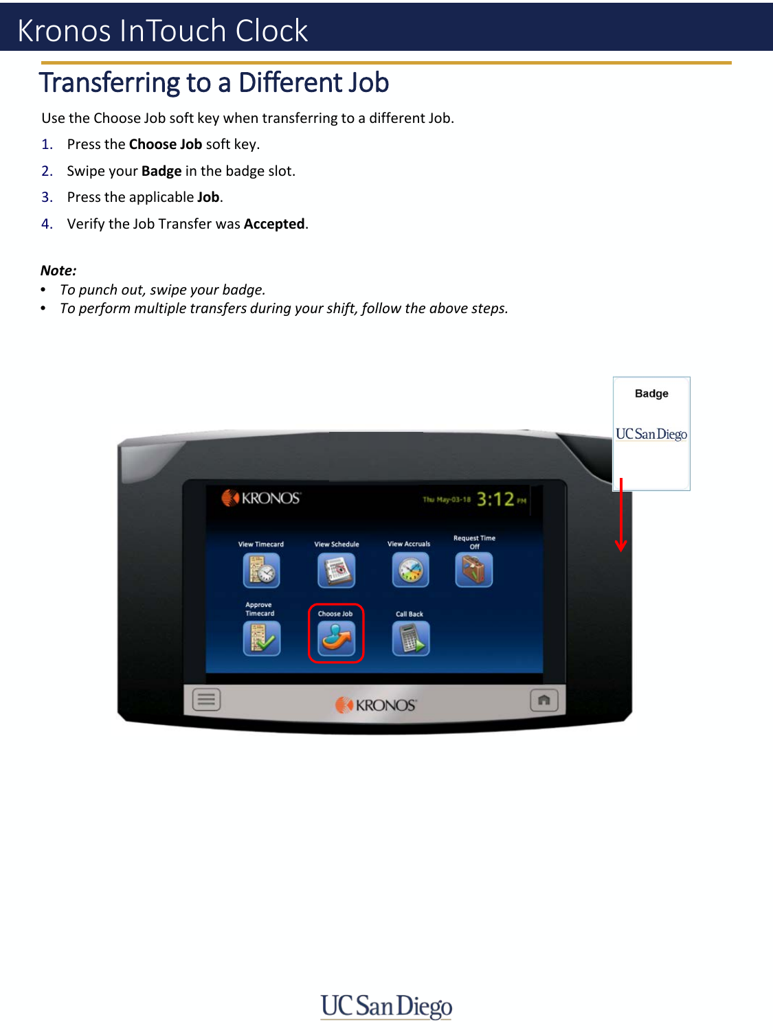# Transferring to a Different Job

Use the Choose Job soft key when transferring to a different Job.

1. Press the **Choose Job** soft key.
2. Swipe your **Badge** in the badge slot.
3. Press the applicable **Job**.
4. Verify the Job Transfer was **Accepted**.

***Note:***

- *To punch out, swipe your badge.*
- *To perform multiple transfers during your shift, follow the above steps.*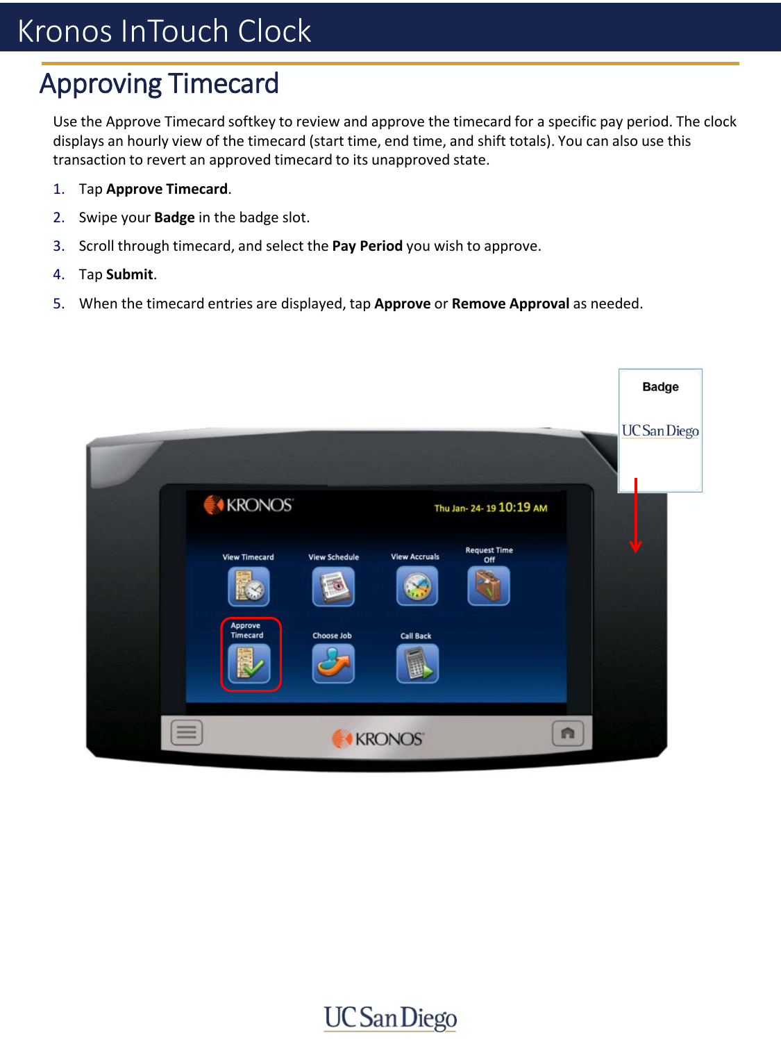# Kronos InTouch Clock

## Approving Timecard

Use the Approve Timecard softkey to review and approve the timecard for a specific pay period. The clock displays an hourly view of the timecard (start time, end time, and shift totals). You can also use this transaction to revert an approved timecard to its unapproved state.

1. Tap **Approve Timecard**.
2. Swipe your **Badge** in the badge slot.
3. Scroll through timecard, and select the **Pay Period** you wish to approve.
4. Tap **Submit**.
5. When the timecard entries are displayed, tap **Approve** or **Remove Approval** as needed.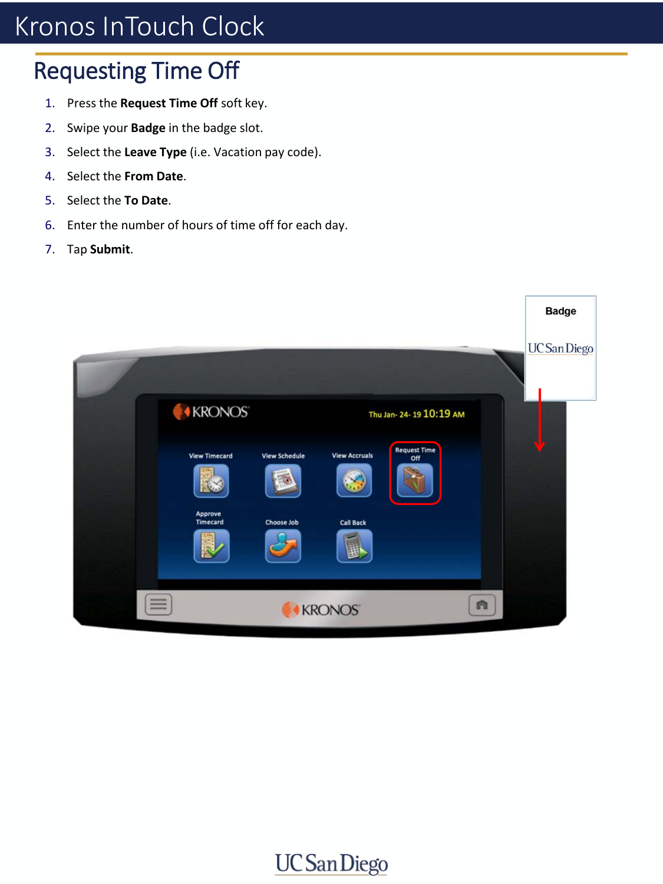# Kronos InTouch Clock

## Requesting Time Off

1. Press the **Request Time Off** soft key.
2. Swipe your **Badge** in the badge slot.
3. Select the **Leave Type** (i.e. Vacation pay code).
4. Select the **From Date**.
5. Select the **To Date**.
6. Enter the number of hours of time off for each day.
7. Tap **Submit**.